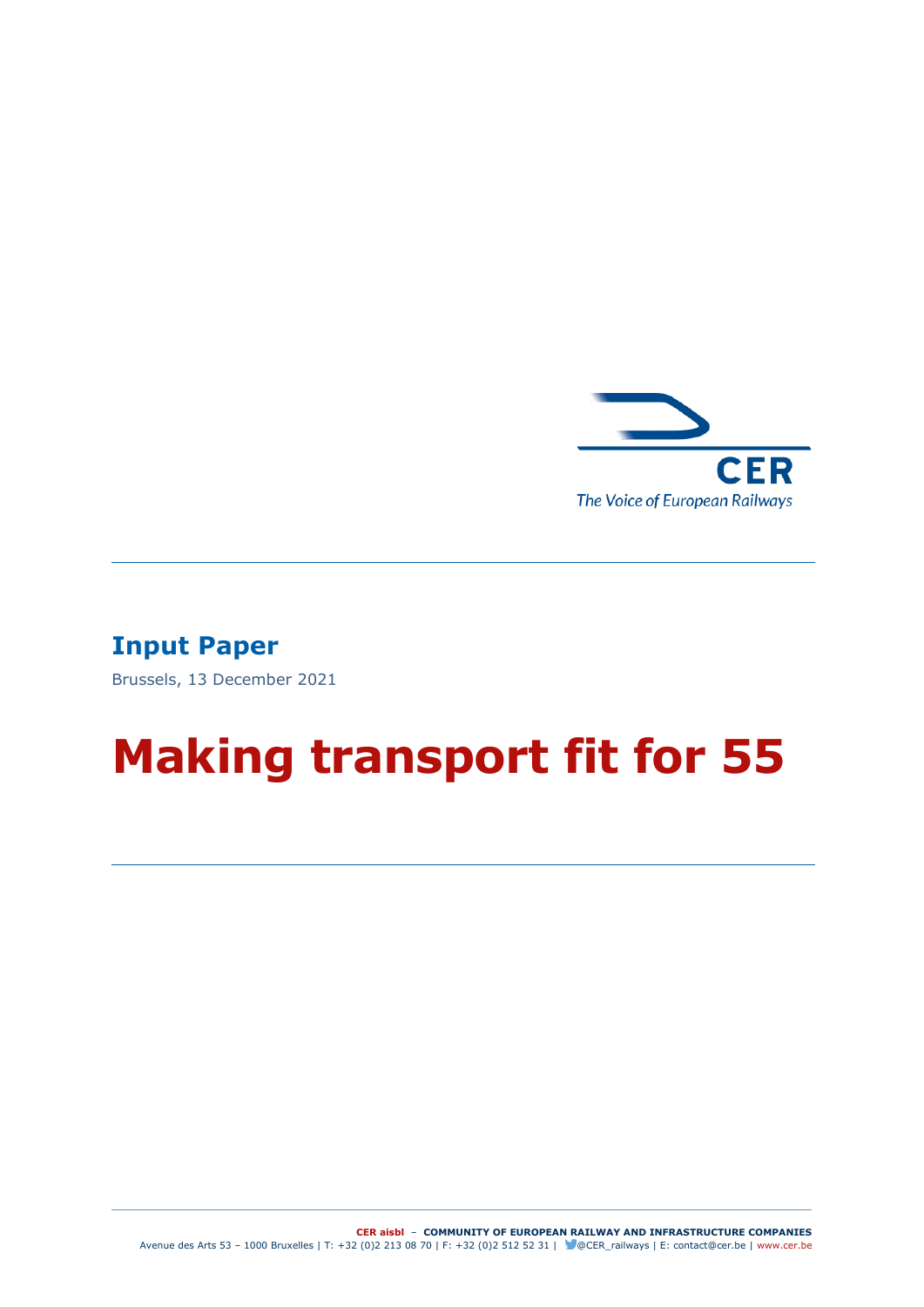CER

The Voice of European Railways

**Input Paper**

Brussels, 13 December 2021

# Making transport fit for 55

**CER aisbl – COMMUNITY OF EUROPEAN RAILWAY AND INFRASTRUCTURE COMPANIES**

Avenue des Arts 53 – 1000 Bruxelles | T: +32 (0)2 213 08 70 | F: +32 (0)2 512 52 31 | @CER_railways | E: contact@cer.be | www.cer.be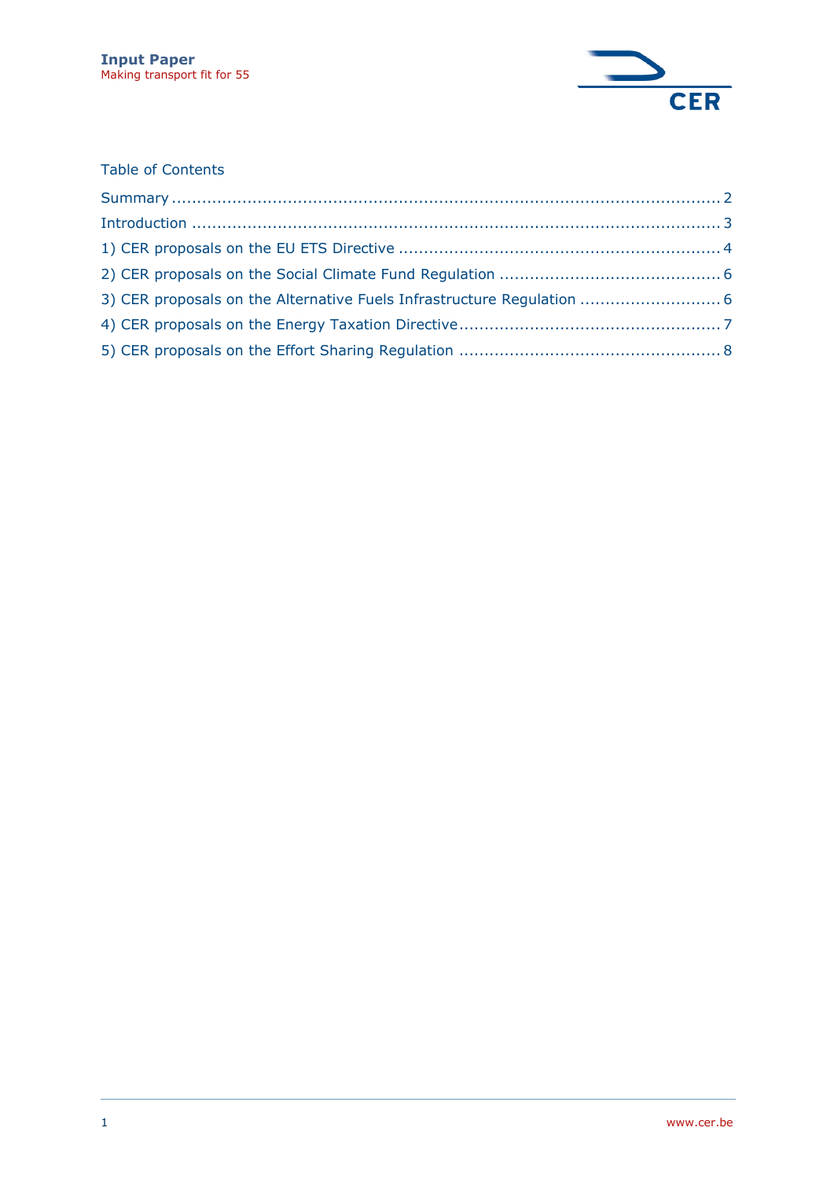Table of Contents

Summary .......... 2

Introduction .......... 3

1) CER proposals on the EU ETS Directive .......... 4

2) CER proposals on the Social Climate Fund Regulation .......... 6

3) CER proposals on the Alternative Fuels Infrastructure Regulation .......... 6

4) CER proposals on the Energy Taxation Directive .......... 7

5) CER proposals on the Effort Sharing Regulation .......... 8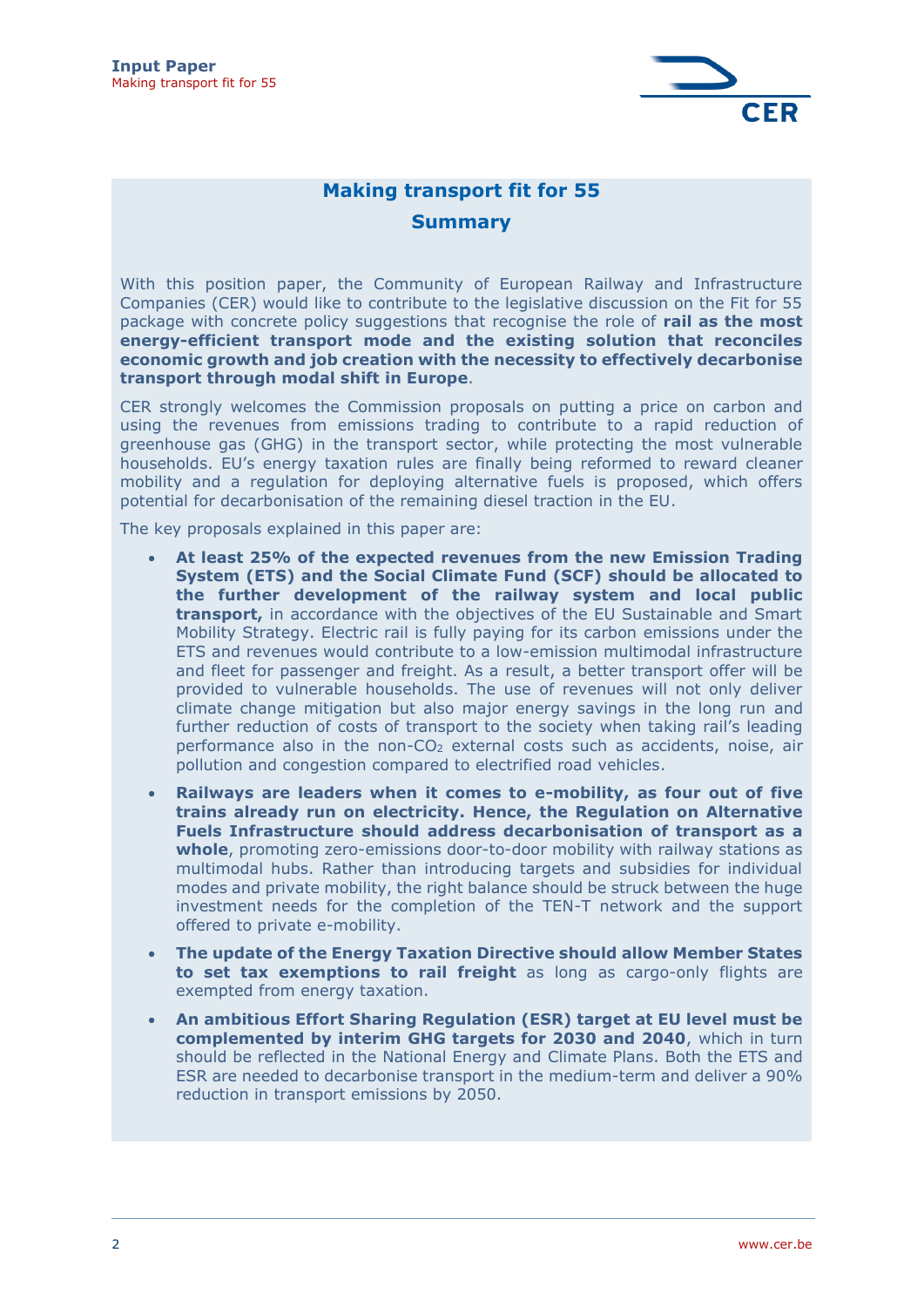## Making transport fit for 55

### Summary

With this position paper, the Community of European Railway and Infrastructure Companies (CER) would like to contribute to the legislative discussion on the Fit for 55 package with concrete policy suggestions that recognise the role of **rail as the most energy-efficient transport mode and the existing solution that reconciles economic growth and job creation with the necessity to effectively decarbonise transport through modal shift in Europe**.

CER strongly welcomes the Commission proposals on putting a price on carbon and using the revenues from emissions trading to contribute to a rapid reduction of greenhouse gas (GHG) in the transport sector, while protecting the most vulnerable households. EU's energy taxation rules are finally being reformed to reward cleaner mobility and a regulation for deploying alternative fuels is proposed, which offers potential for decarbonisation of the remaining diesel traction in the EU.

The key proposals explained in this paper are:

- **At least 25% of the expected revenues from the new Emission Trading System (ETS) and the Social Climate Fund (SCF) should be allocated to the further development of the railway system and local public transport,** in accordance with the objectives of the EU Sustainable and Smart Mobility Strategy. Electric rail is fully paying for its carbon emissions under the ETS and revenues would contribute to a low-emission multimodal infrastructure and fleet for passenger and freight. As a result, a better transport offer will be provided to vulnerable households. The use of revenues will not only deliver climate change mitigation but also major energy savings in the long run and further reduction of costs of transport to the society when taking rail's leading performance also in the non-$CO_2$ external costs such as accidents, noise, air pollution and congestion compared to electrified road vehicles.
- **Railways are leaders when it comes to e-mobility, as four out of five trains already run on electricity. Hence, the Regulation on Alternative Fuels Infrastructure should address decarbonisation of transport as a whole**, promoting zero-emissions door-to-door mobility with railway stations as multimodal hubs. Rather than introducing targets and subsidies for individual modes and private mobility, the right balance should be struck between the huge investment needs for the completion of the TEN-T network and the support offered to private e-mobility.
- **The update of the Energy Taxation Directive should allow Member States to set tax exemptions to rail freight** as long as cargo-only flights are exempted from energy taxation.
- **An ambitious Effort Sharing Regulation (ESR) target at EU level must be complemented by interim GHG targets for 2030 and 2040**, which in turn should be reflected in the National Energy and Climate Plans. Both the ETS and ESR are needed to decarbonise transport in the medium-term and deliver a 90% reduction in transport emissions by 2050.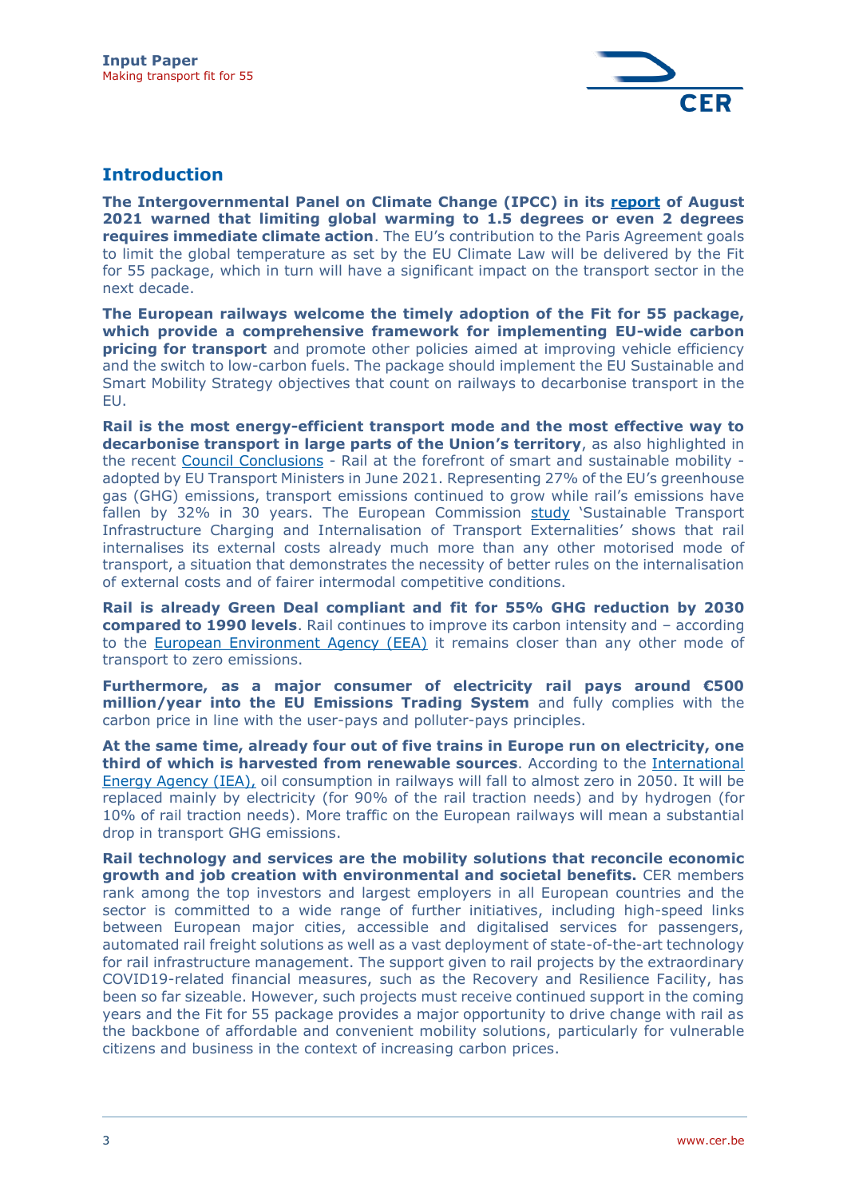## Introduction

**The Intergovernmental Panel on Climate Change (IPCC) in its report of August 2021 warned that limiting global warming to 1.5 degrees or even 2 degrees requires immediate climate action**. The EU's contribution to the Paris Agreement goals to limit the global temperature as set by the EU Climate Law will be delivered by the Fit for 55 package, which in turn will have a significant impact on the transport sector in the next decade.

**The European railways welcome the timely adoption of the Fit for 55 package, which provide a comprehensive framework for implementing EU-wide carbon pricing for transport** and promote other policies aimed at improving vehicle efficiency and the switch to low-carbon fuels. The package should implement the EU Sustainable and Smart Mobility Strategy objectives that count on railways to decarbonise transport in the EU.

**Rail is the most energy-efficient transport mode and the most effective way to decarbonise transport in large parts of the Union's territory**, as also highlighted in the recent Council Conclusions - Rail at the forefront of smart and sustainable mobility - adopted by EU Transport Ministers in June 2021. Representing 27% of the EU's greenhouse gas (GHG) emissions, transport emissions continued to grow while rail's emissions have fallen by 32% in 30 years. The European Commission study 'Sustainable Transport Infrastructure Charging and Internalisation of Transport Externalities' shows that rail internalises its external costs already much more than any other motorised mode of transport, a situation that demonstrates the necessity of better rules on the internalisation of external costs and of fairer intermodal competitive conditions.

**Rail is already Green Deal compliant and fit for 55% GHG reduction by 2030 compared to 1990 levels**. Rail continues to improve its carbon intensity and – according to the European Environment Agency (EEA) it remains closer than any other mode of transport to zero emissions.

**Furthermore, as a major consumer of electricity rail pays around €500 million/year into the EU Emissions Trading System** and fully complies with the carbon price in line with the user-pays and polluter-pays principles.

**At the same time, already four out of five trains in Europe run on electricity, one third of which is harvested from renewable sources**. According to the International Energy Agency (IEA), oil consumption in railways will fall to almost zero in 2050. It will be replaced mainly by electricity (for 90% of the rail traction needs) and by hydrogen (for 10% of rail traction needs). More traffic on the European railways will mean a substantial drop in transport GHG emissions.

**Rail technology and services are the mobility solutions that reconcile economic growth and job creation with environmental and societal benefits.** CER members rank among the top investors and largest employers in all European countries and the sector is committed to a wide range of further initiatives, including high-speed links between European major cities, accessible and digitalised services for passengers, automated rail freight solutions as well as a vast deployment of state-of-the-art technology for rail infrastructure management. The support given to rail projects by the extraordinary COVID19-related financial measures, such as the Recovery and Resilience Facility, has been so far sizeable. However, such projects must receive continued support in the coming years and the Fit for 55 package provides a major opportunity to drive change with rail as the backbone of affordable and convenient mobility solutions, particularly for vulnerable citizens and business in the context of increasing carbon prices.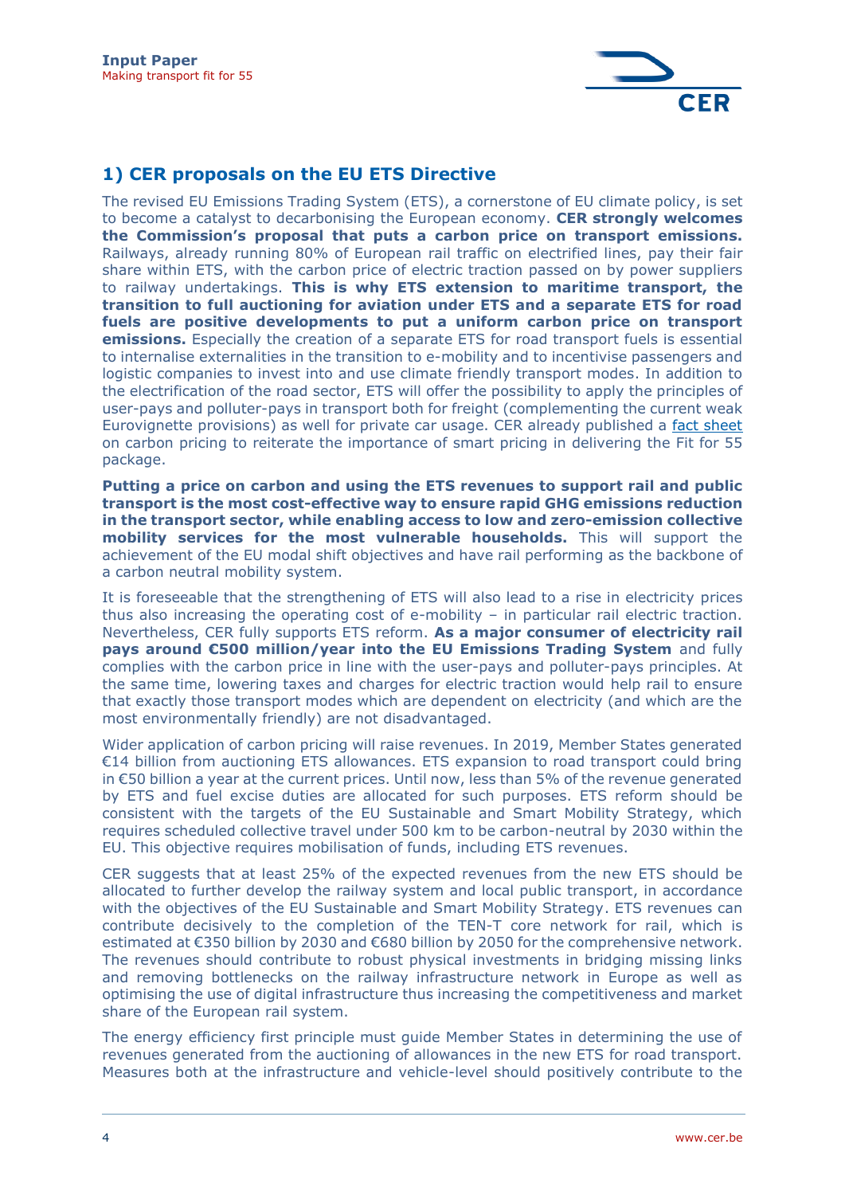## 1) CER proposals on the EU ETS Directive

The revised EU Emissions Trading System (ETS), a cornerstone of EU climate policy, is set to become a catalyst to decarbonising the European economy. **CER strongly welcomes the Commission's proposal that puts a carbon price on transport emissions.** Railways, already running 80% of European rail traffic on electrified lines, pay their fair share within ETS, with the carbon price of electric traction passed on by power suppliers to railway undertakings. **This is why ETS extension to maritime transport, the transition to full auctioning for aviation under ETS and a separate ETS for road fuels are positive developments to put a uniform carbon price on transport emissions.** Especially the creation of a separate ETS for road transport fuels is essential to internalise externalities in the transition to e-mobility and to incentivise passengers and logistic companies to invest into and use climate friendly transport modes. In addition to the electrification of the road sector, ETS will offer the possibility to apply the principles of user-pays and polluter-pays in transport both for freight (complementing the current weak Eurovignette provisions) as well for private car usage. CER already published a fact sheet on carbon pricing to reiterate the importance of smart pricing in delivering the Fit for 55 package.

**Putting a price on carbon and using the ETS revenues to support rail and public transport is the most cost-effective way to ensure rapid GHG emissions reduction in the transport sector, while enabling access to low and zero-emission collective mobility services for the most vulnerable households.** This will support the achievement of the EU modal shift objectives and have rail performing as the backbone of a carbon neutral mobility system.

It is foreseeable that the strengthening of ETS will also lead to a rise in electricity prices thus also increasing the operating cost of e-mobility – in particular rail electric traction. Nevertheless, CER fully supports ETS reform. **As a major consumer of electricity rail pays around €500 million/year into the EU Emissions Trading System** and fully complies with the carbon price in line with the user-pays and polluter-pays principles. At the same time, lowering taxes and charges for electric traction would help rail to ensure that exactly those transport modes which are dependent on electricity (and which are the most environmentally friendly) are not disadvantaged.

Wider application of carbon pricing will raise revenues. In 2019, Member States generated €14 billion from auctioning ETS allowances. ETS expansion to road transport could bring in €50 billion a year at the current prices. Until now, less than 5% of the revenue generated by ETS and fuel excise duties are allocated for such purposes. ETS reform should be consistent with the targets of the EU Sustainable and Smart Mobility Strategy, which requires scheduled collective travel under 500 km to be carbon-neutral by 2030 within the EU. This objective requires mobilisation of funds, including ETS revenues.

CER suggests that at least 25% of the expected revenues from the new ETS should be allocated to further develop the railway system and local public transport, in accordance with the objectives of the EU Sustainable and Smart Mobility Strategy. ETS revenues can contribute decisively to the completion of the TEN-T core network for rail, which is estimated at €350 billion by 2030 and €680 billion by 2050 for the comprehensive network. The revenues should contribute to robust physical investments in bridging missing links and removing bottlenecks on the railway infrastructure network in Europe as well as optimising the use of digital infrastructure thus increasing the competitiveness and market share of the European rail system.

The energy efficiency first principle must guide Member States in determining the use of revenues generated from the auctioning of allowances in the new ETS for road transport. Measures both at the infrastructure and vehicle-level should positively contribute to the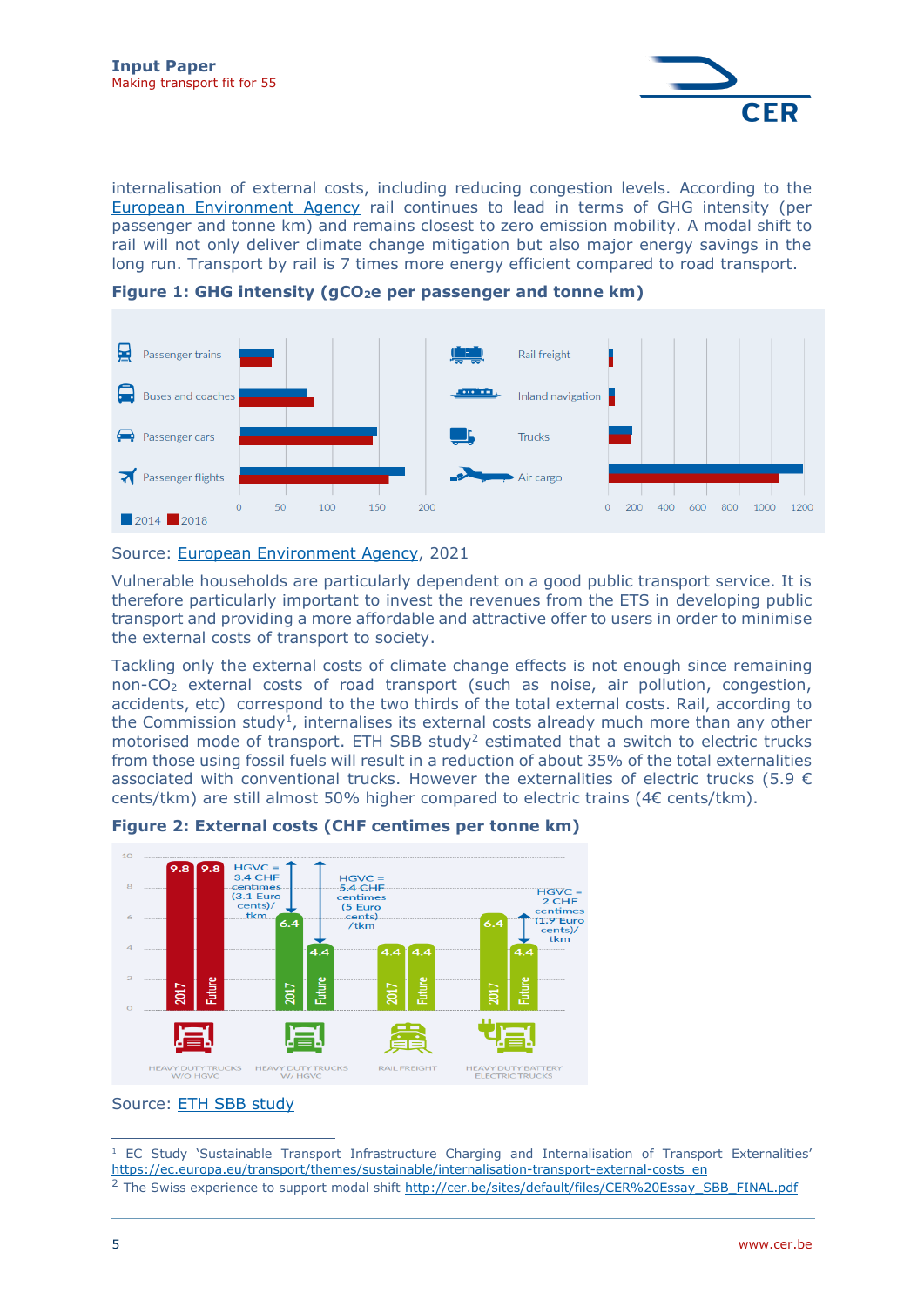internalisation of external costs, including reducing congestion levels. According to the European Environment Agency rail continues to lead in terms of GHG intensity (per passenger and tonne km) and remains closest to zero emission mobility. A modal shift to rail will not only deliver climate change mitigation but also major energy savings in the long run. Transport by rail is 7 times more energy efficient compared to road transport.

**Figure 1: GHG intensity ($gCO_2e$ per passenger and tonne km)**

Source: European Environment Agency, 2021

Vulnerable households are particularly dependent on a good public transport service. It is therefore particularly important to invest the revenues from the ETS in developing public transport and providing a more affordable and attractive offer to users in order to minimise the external costs of transport to society.

Tackling only the external costs of climate change effects is not enough since remaining non-$CO_2$ external costs of road transport (such as noise, air pollution, congestion, accidents, etc) correspond to the two thirds of the total external costs. Rail, according to the Commission study[1], internalises its external costs already much more than any other motorised mode of transport. ETH SBB study[2] estimated that a switch to electric trucks from those using fossil fuels will result in a reduction of about 35% of the total externalities associated with conventional trucks. However the externalities of electric trucks (5.9 € cents/tkm) are still almost 50% higher compared to electric trains (4€ cents/tkm).

**Figure 2: External costs (CHF centimes per tonne km)**

Source: ETH SBB study

---

[1] EC Study 'Sustainable Transport Infrastructure Charging and Internalisation of Transport Externalities' https://ec.europa.eu/transport/themes/sustainable/internalisation-transport-external-costs_en

[2] The Swiss experience to support modal shift http://cer.be/sites/default/files/CER%20Essay_SBB_FINAL.pdf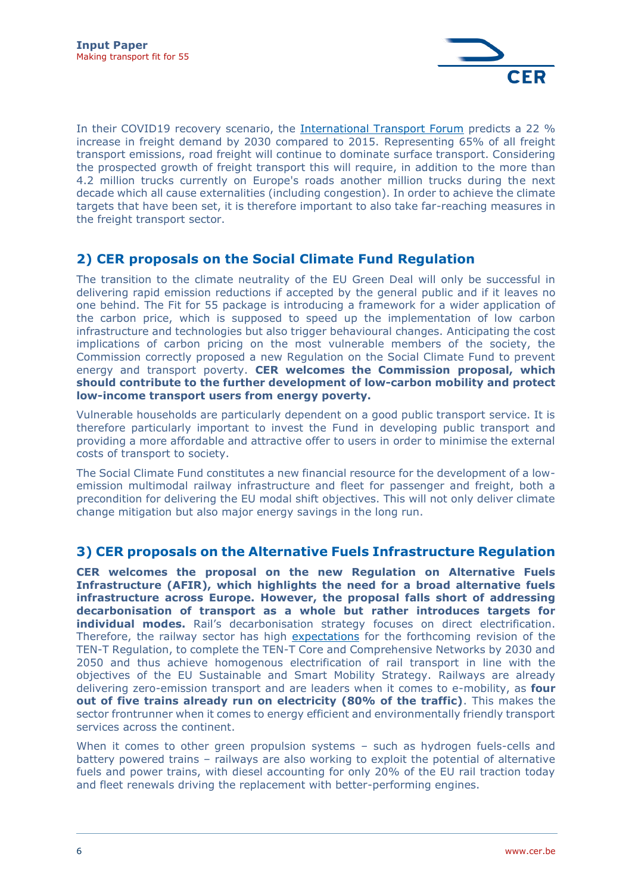In their COVID19 recovery scenario, the [International Transport Forum](#) predicts a 22 % increase in freight demand by 2030 compared to 2015. Representing 65% of all freight transport emissions, road freight will continue to dominate surface transport. Considering the prospected growth of freight transport this will require, in addition to the more than 4.2 million trucks currently on Europe's roads another million trucks during the next decade which all cause externalities (including congestion). In order to achieve the climate targets that have been set, it is therefore important to also take far-reaching measures in the freight transport sector.

## 2) CER proposals on the Social Climate Fund Regulation

The transition to the climate neutrality of the EU Green Deal will only be successful in delivering rapid emission reductions if accepted by the general public and if it leaves no one behind. The Fit for 55 package is introducing a framework for a wider application of the carbon price, which is supposed to speed up the implementation of low carbon infrastructure and technologies but also trigger behavioural changes. Anticipating the cost implications of carbon pricing on the most vulnerable members of the society, the Commission correctly proposed a new Regulation on the Social Climate Fund to prevent energy and transport poverty. **CER welcomes the Commission proposal, which should contribute to the further development of low-carbon mobility and protect low-income transport users from energy poverty.**

Vulnerable households are particularly dependent on a good public transport service. It is therefore particularly important to invest the Fund in developing public transport and providing a more affordable and attractive offer to users in order to minimise the external costs of transport to society.

The Social Climate Fund constitutes a new financial resource for the development of a low-emission multimodal railway infrastructure and fleet for passenger and freight, both a precondition for delivering the EU modal shift objectives. This will not only deliver climate change mitigation but also major energy savings in the long run.

## 3) CER proposals on the Alternative Fuels Infrastructure Regulation

**CER welcomes the proposal on the new Regulation on Alternative Fuels Infrastructure (AFIR), which highlights the need for a broad alternative fuels infrastructure across Europe. However, the proposal falls short of addressing decarbonisation of transport as a whole but rather introduces targets for individual modes.** Rail's decarbonisation strategy focuses on direct electrification. Therefore, the railway sector has high [expectations](#) for the forthcoming revision of the TEN-T Regulation, to complete the TEN-T Core and Comprehensive Networks by 2030 and 2050 and thus achieve homogenous electrification of rail transport in line with the objectives of the EU Sustainable and Smart Mobility Strategy. Railways are already delivering zero-emission transport and are leaders when it comes to e-mobility, as **four out of five trains already run on electricity (80% of the traffic)**. This makes the sector frontrunner when it comes to energy efficient and environmentally friendly transport services across the continent.

When it comes to other green propulsion systems – such as hydrogen fuels-cells and battery powered trains – railways are also working to exploit the potential of alternative fuels and power trains, with diesel accounting for only 20% of the EU rail traction today and fleet renewals driving the replacement with better-performing engines.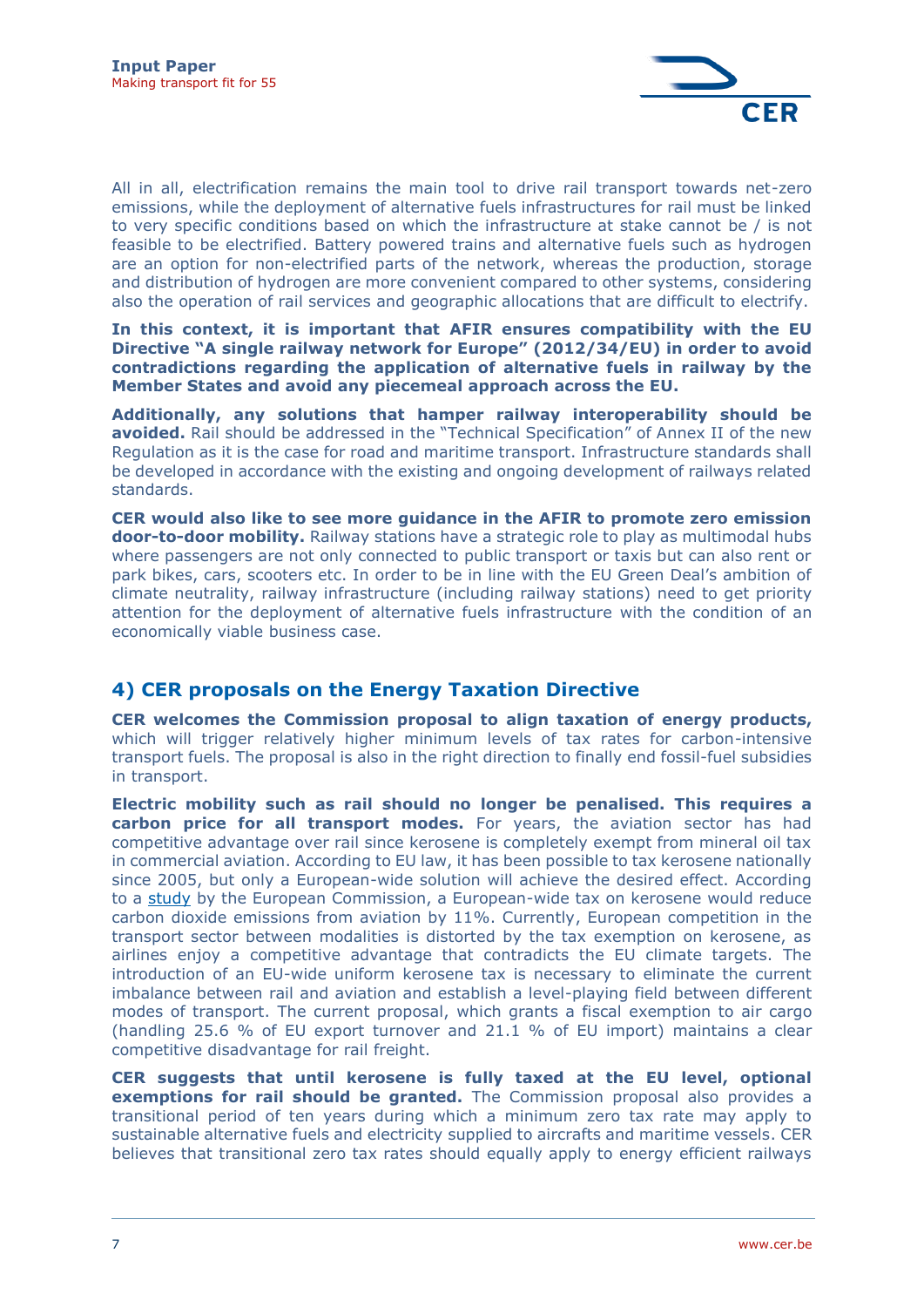All in all, electrification remains the main tool to drive rail transport towards net-zero emissions, while the deployment of alternative fuels infrastructures for rail must be linked to very specific conditions based on which the infrastructure at stake cannot be / is not feasible to be electrified. Battery powered trains and alternative fuels such as hydrogen are an option for non-electrified parts of the network, whereas the production, storage and distribution of hydrogen are more convenient compared to other systems, considering also the operation of rail services and geographic allocations that are difficult to electrify.

**In this context, it is important that AFIR ensures compatibility with the EU Directive "A single railway network for Europe" (2012/34/EU) in order to avoid contradictions regarding the application of alternative fuels in railway by the Member States and avoid any piecemeal approach across the EU.**

**Additionally, any solutions that hamper railway interoperability should be avoided.** Rail should be addressed in the "Technical Specification" of Annex II of the new Regulation as it is the case for road and maritime transport. Infrastructure standards shall be developed in accordance with the existing and ongoing development of railways related standards.

**CER would also like to see more guidance in the AFIR to promote zero emission door-to-door mobility.** Railway stations have a strategic role to play as multimodal hubs where passengers are not only connected to public transport or taxis but can also rent or park bikes, cars, scooters etc. In order to be in line with the EU Green Deal's ambition of climate neutrality, railway infrastructure (including railway stations) need to get priority attention for the deployment of alternative fuels infrastructure with the condition of an economically viable business case.

## 4) CER proposals on the Energy Taxation Directive

**CER welcomes the Commission proposal to align taxation of energy products,** which will trigger relatively higher minimum levels of tax rates for carbon-intensive transport fuels. The proposal is also in the right direction to finally end fossil-fuel subsidies in transport.

**Electric mobility such as rail should no longer be penalised. This requires a carbon price for all transport modes.** For years, the aviation sector has had competitive advantage over rail since kerosene is completely exempt from mineral oil tax in commercial aviation. According to EU law, it has been possible to tax kerosene nationally since 2005, but only a European-wide solution will achieve the desired effect. According to a study by the European Commission, a European-wide tax on kerosene would reduce carbon dioxide emissions from aviation by 11%. Currently, European competition in the transport sector between modalities is distorted by the tax exemption on kerosene, as airlines enjoy a competitive advantage that contradicts the EU climate targets. The introduction of an EU-wide uniform kerosene tax is necessary to eliminate the current imbalance between rail and aviation and establish a level-playing field between different modes of transport. The current proposal, which grants a fiscal exemption to air cargo (handling 25.6 % of EU export turnover and 21.1 % of EU import) maintains a clear competitive disadvantage for rail freight.

**CER suggests that until kerosene is fully taxed at the EU level, optional exemptions for rail should be granted.** The Commission proposal also provides a transitional period of ten years during which a minimum zero tax rate may apply to sustainable alternative fuels and electricity supplied to aircrafts and maritime vessels. CER believes that transitional zero tax rates should equally apply to energy efficient railways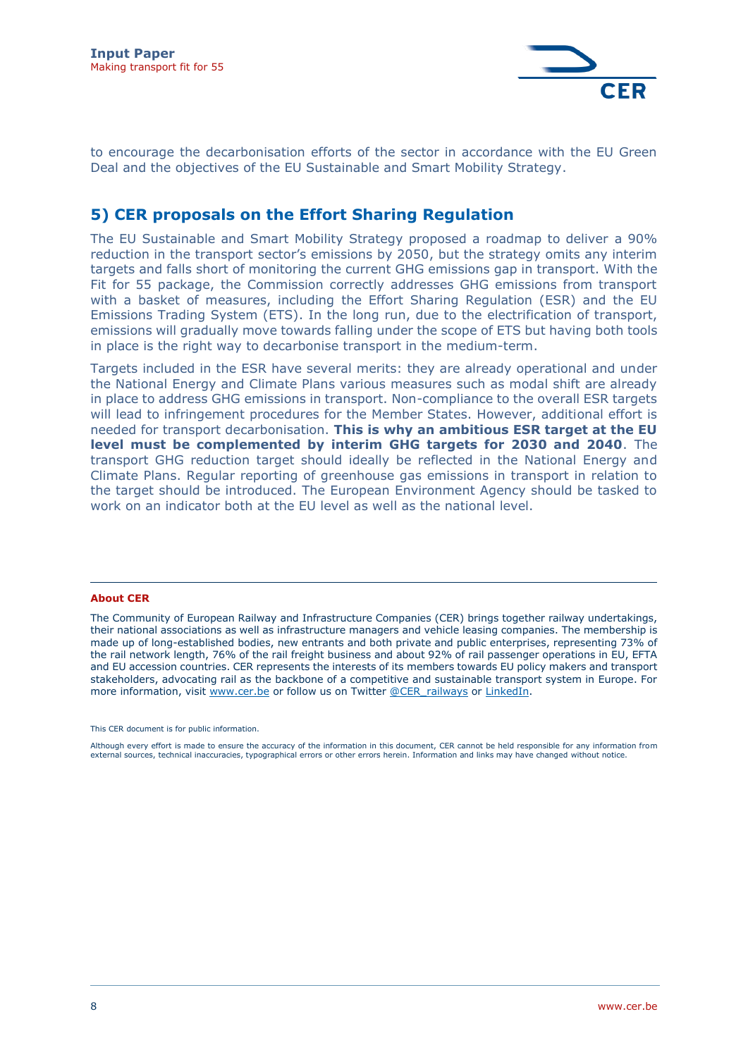to encourage the decarbonisation efforts of the sector in accordance with the EU Green Deal and the objectives of the EU Sustainable and Smart Mobility Strategy.

## 5) CER proposals on the Effort Sharing Regulation

The EU Sustainable and Smart Mobility Strategy proposed a roadmap to deliver a 90% reduction in the transport sector's emissions by 2050, but the strategy omits any interim targets and falls short of monitoring the current GHG emissions gap in transport. With the Fit for 55 package, the Commission correctly addresses GHG emissions from transport with a basket of measures, including the Effort Sharing Regulation (ESR) and the EU Emissions Trading System (ETS). In the long run, due to the electrification of transport, emissions will gradually move towards falling under the scope of ETS but having both tools in place is the right way to decarbonise transport in the medium-term.

Targets included in the ESR have several merits: they are already operational and under the National Energy and Climate Plans various measures such as modal shift are already in place to address GHG emissions in transport. Non-compliance to the overall ESR targets will lead to infringement procedures for the Member States. However, additional effort is needed for transport decarbonisation. **This is why an ambitious ESR target at the EU level must be complemented by interim GHG targets for 2030 and 2040**. The transport GHG reduction target should ideally be reflected in the National Energy and Climate Plans. Regular reporting of greenhouse gas emissions in transport in relation to the target should be introduced. The European Environment Agency should be tasked to work on an indicator both at the EU level as well as the national level.

---

**About CER**

The Community of European Railway and Infrastructure Companies (CER) brings together railway undertakings, their national associations as well as infrastructure managers and vehicle leasing companies. The membership is made up of long-established bodies, new entrants and both private and public enterprises, representing 73% of the rail network length, 76% of the rail freight business and about 92% of rail passenger operations in EU, EFTA and EU accession countries. CER represents the interests of its members towards EU policy makers and transport stakeholders, advocating rail as the backbone of a competitive and sustainable transport system in Europe. For more information, visit www.cer.be or follow us on Twitter @CER_railways or LinkedIn.

This CER document is for public information.

Although every effort is made to ensure the accuracy of the information in this document, CER cannot be held responsible for any information from external sources, technical inaccuracies, typographical errors or other errors herein. Information and links may have changed without notice.